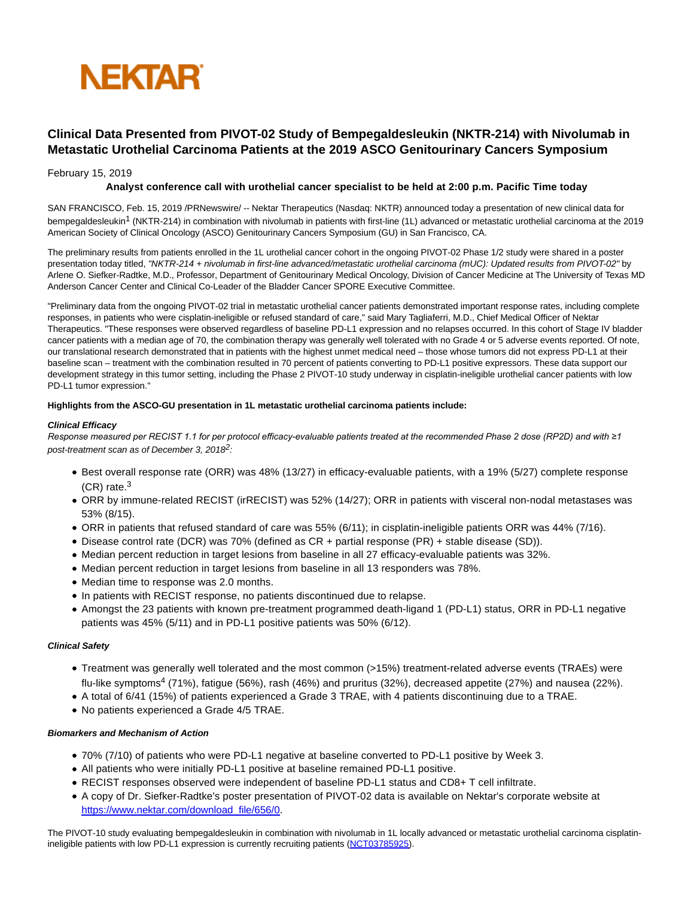NEKTAR

# Clinical Data Presented from PIVOT-02 Study of Bempegaldesleukin (NKTR-214) with Nivolumab in Metastatic Urothelial Carcinoma Patients at the 2019 ASCO Genitourinary Cancers Symposium

February 15, 2019

**Analyst conference call with urothelial cancer specialist to be held at 2:00 p.m. Pacific Time today**

SAN FRANCISCO, Feb. 15, 2019 /PRNewswire/ -- Nektar Therapeutics (Nasdaq: NKTR) announced today a presentation of new clinical data for bempegaldesleukin[1] (NKTR-214) in combination with nivolumab in patients with first-line (1L) advanced or metastatic urothelial carcinoma at the 2019 American Society of Clinical Oncology (ASCO) Genitourinary Cancers Symposium (GU) in San Francisco, CA.

The preliminary results from patients enrolled in the 1L urothelial cancer cohort in the ongoing PIVOT-02 Phase 1/2 study were shared in a poster presentation today titled, *"NKTR-214 + nivolumab in first-line advanced/metastatic urothelial carcinoma (mUC): Updated results from PIVOT-02"* by Arlene O. Siefker-Radtke, M.D., Professor, Department of Genitourinary Medical Oncology, Division of Cancer Medicine at The University of Texas MD Anderson Cancer Center and Clinical Co-Leader of the Bladder Cancer SPORE Executive Committee.

"Preliminary data from the ongoing PIVOT-02 trial in metastatic urothelial cancer patients demonstrated important response rates, including complete responses, in patients who were cisplatin-ineligible or refused standard of care," said Mary Tagliaferri, M.D., Chief Medical Officer of Nektar Therapeutics. "These responses were observed regardless of baseline PD-L1 expression and no relapses occurred. In this cohort of Stage IV bladder cancer patients with a median age of 70, the combination therapy was generally well tolerated with no Grade 4 or 5 adverse events reported. Of note, our translational research demonstrated that in patients with the highest unmet medical need – those whose tumors did not express PD-L1 at their baseline scan – treatment with the combination resulted in 70 percent of patients converting to PD-L1 positive expressors. These data support our development strategy in this tumor setting, including the Phase 2 PIVOT-10 study underway in cisplatin-ineligible urothelial cancer patients with low PD-L1 tumor expression."

**Highlights from the ASCO-GU presentation in 1L metastatic urothelial carcinoma patients include:**

***Clinical Efficacy***

*Response measured per RECIST 1.1 for per protocol efficacy-evaluable patients treated at the recommended Phase 2 dose (RP2D) and with ≥1 post-treatment scan as of December 3, 2018[2]:*

- Best overall response rate (ORR) was 48% (13/27) in efficacy-evaluable patients, with a 19% (5/27) complete response (CR) rate.[3]
- ORR by immune-related RECIST (irRECIST) was 52% (14/27); ORR in patients with visceral non-nodal metastases was 53% (8/15).
- ORR in patients that refused standard of care was 55% (6/11); in cisplatin-ineligible patients ORR was 44% (7/16).
- Disease control rate (DCR) was 70% (defined as CR + partial response (PR) + stable disease (SD)).
- Median percent reduction in target lesions from baseline in all 27 efficacy-evaluable patients was 32%.
- Median percent reduction in target lesions from baseline in all 13 responders was 78%.
- Median time to response was 2.0 months.
- In patients with RECIST response, no patients discontinued due to relapse.
- Amongst the 23 patients with known pre-treatment programmed death-ligand 1 (PD-L1) status, ORR in PD-L1 negative patients was 45% (5/11) and in PD-L1 positive patients was 50% (6/12).

***Clinical Safety***

- Treatment was generally well tolerated and the most common (>15%) treatment-related adverse events (TRAEs) were flu-like symptoms[4] (71%), fatigue (56%), rash (46%) and pruritus (32%), decreased appetite (27%) and nausea (22%).
- A total of 6/41 (15%) of patients experienced a Grade 3 TRAE, with 4 patients discontinuing due to a TRAE.
- No patients experienced a Grade 4/5 TRAE.

***Biomarkers and Mechanism of Action***

- 70% (7/10) of patients who were PD-L1 negative at baseline converted to PD-L1 positive by Week 3.
- All patients who were initially PD-L1 positive at baseline remained PD-L1 positive.
- RECIST responses observed were independent of baseline PD-L1 status and CD8+ T cell infiltrate.
- A copy of Dr. Siefker-Radtke's poster presentation of PIVOT-02 data is available on Nektar's corporate website at [https://www.nektar.com/download_file/656/0](https://www.nektar.com/download_file/656/0).

The PIVOT-10 study evaluating bempegaldesleukin in combination with nivolumab in 1L locally advanced or metastatic urothelial carcinoma cisplatin-ineligible patients with low PD-L1 expression is currently recruiting patients ([NCT03785925](NCT03785925)).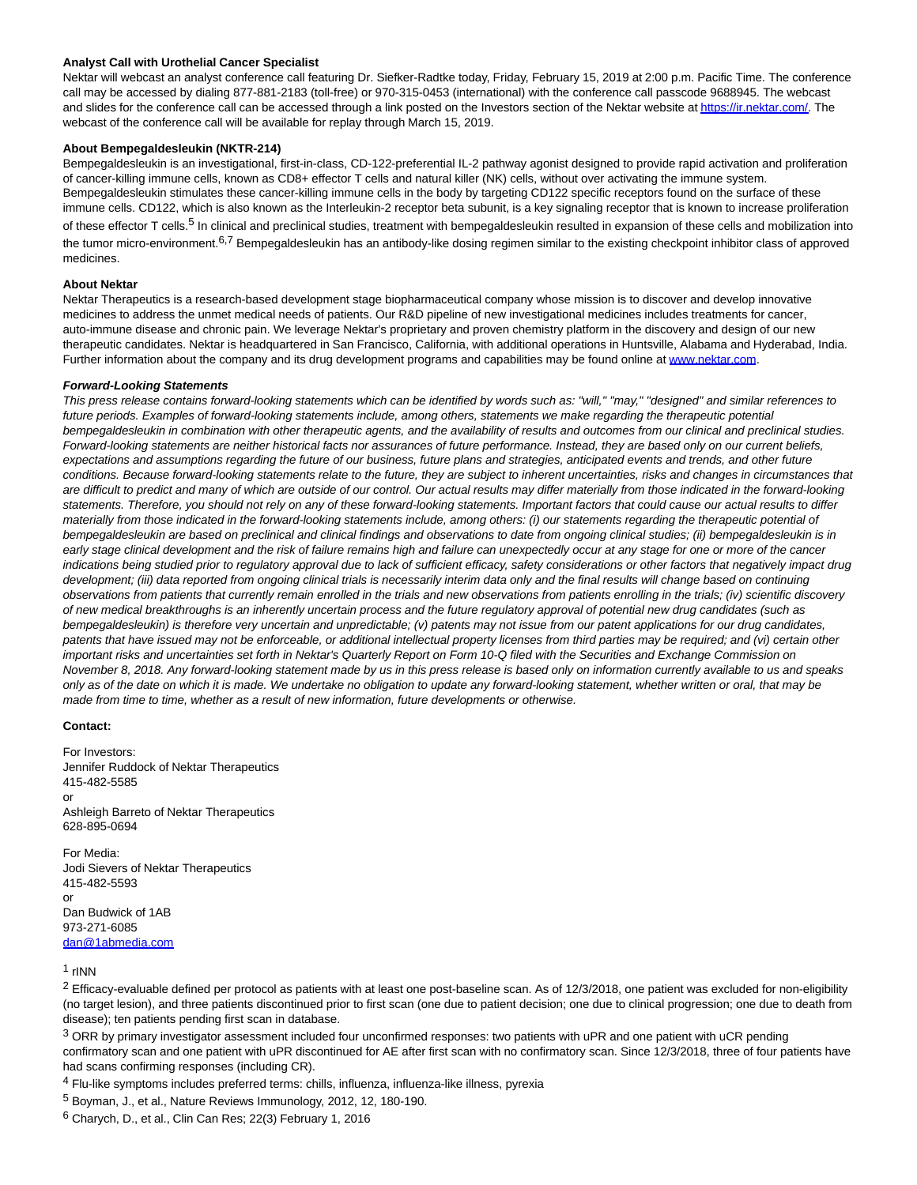**Analyst Call with Urothelial Cancer Specialist**

Nektar will webcast an analyst conference call featuring Dr. Siefker-Radtke today, Friday, February 15, 2019 at 2:00 p.m. Pacific Time. The conference call may be accessed by dialing 877-881-2183 (toll-free) or 970-315-0453 (international) with the conference call passcode 9688945. The webcast and slides for the conference call can be accessed through a link posted on the Investors section of the Nektar website at https://ir.nektar.com/. The webcast of the conference call will be available for replay through March 15, 2019.

**About Bempegaldesleukin (NKTR-214)**

Bempegaldesleukin is an investigational, first-in-class, CD-122-preferential IL-2 pathway agonist designed to provide rapid activation and proliferation of cancer-killing immune cells, known as CD8+ effector T cells and natural killer (NK) cells, without over activating the immune system. Bempegaldesleukin stimulates these cancer-killing immune cells in the body by targeting CD122 specific receptors found on the surface of these immune cells. CD122, which is also known as the Interleukin-2 receptor beta subunit, is a key signaling receptor that is known to increase proliferation of these effector T cells.[5] In clinical and preclinical studies, treatment with bempegaldesleukin resulted in expansion of these cells and mobilization into the tumor micro-environment.[6,7] Bempegaldesleukin has an antibody-like dosing regimen similar to the existing checkpoint inhibitor class of approved medicines.

**About Nektar**

Nektar Therapeutics is a research-based development stage biopharmaceutical company whose mission is to discover and develop innovative medicines to address the unmet medical needs of patients. Our R&D pipeline of new investigational medicines includes treatments for cancer, auto-immune disease and chronic pain. We leverage Nektar's proprietary and proven chemistry platform in the discovery and design of our new therapeutic candidates. Nektar is headquartered in San Francisco, California, with additional operations in Huntsville, Alabama and Hyderabad, India. Further information about the company and its drug development programs and capabilities may be found online at www.nektar.com.

***Forward-Looking Statements***

*This press release contains forward-looking statements which can be identified by words such as: "will," "may," "designed" and similar references to future periods. Examples of forward-looking statements include, among others, statements we make regarding the therapeutic potential bempegaldesleukin in combination with other therapeutic agents, and the availability of results and outcomes from our clinical and preclinical studies. Forward-looking statements are neither historical facts nor assurances of future performance. Instead, they are based only on our current beliefs, expectations and assumptions regarding the future of our business, future plans and strategies, anticipated events and trends, and other future conditions. Because forward-looking statements relate to the future, they are subject to inherent uncertainties, risks and changes in circumstances that are difficult to predict and many of which are outside of our control. Our actual results may differ materially from those indicated in the forward-looking statements. Therefore, you should not rely on any of these forward-looking statements. Important factors that could cause our actual results to differ materially from those indicated in the forward-looking statements include, among others: (i) our statements regarding the therapeutic potential of bempegaldesleukin are based on preclinical and clinical findings and observations to date from ongoing clinical studies; (ii) bempegaldesleukin is in early stage clinical development and the risk of failure remains high and failure can unexpectedly occur at any stage for one or more of the cancer indications being studied prior to regulatory approval due to lack of sufficient efficacy, safety considerations or other factors that negatively impact drug development; (iii) data reported from ongoing clinical trials is necessarily interim data only and the final results will change based on continuing observations from patients that currently remain enrolled in the trials and new observations from patients enrolling in the trials; (iv) scientific discovery of new medical breakthroughs is an inherently uncertain process and the future regulatory approval of potential new drug candidates (such as bempegaldesleukin) is therefore very uncertain and unpredictable; (v) patents may not issue from our patent applications for our drug candidates, patents that have issued may not be enforceable, or additional intellectual property licenses from third parties may be required; and (vi) certain other important risks and uncertainties set forth in Nektar's Quarterly Report on Form 10-Q filed with the Securities and Exchange Commission on November 8, 2018. Any forward-looking statement made by us in this press release is based only on information currently available to us and speaks only as of the date on which it is made. We undertake no obligation to update any forward-looking statement, whether written or oral, that may be made from time to time, whether as a result of new information, future developments or otherwise.*

**Contact:**

For Investors:
Jennifer Ruddock of Nektar Therapeutics
415-482-5585
or
Ashleigh Barreto of Nektar Therapeutics
628-895-0694

For Media:
Jodi Sievers of Nektar Therapeutics
415-482-5593
or
Dan Budwick of 1AB
973-271-6085
dan@1abmedia.com

[1] rINN

[2] Efficacy-evaluable defined per protocol as patients with at least one post-baseline scan. As of 12/3/2018, one patient was excluded for non-eligibility (no target lesion), and three patients discontinued prior to first scan (one due to patient decision; one due to clinical progression; one due to death from disease); ten patients pending first scan in database.

[3] ORR by primary investigator assessment included four unconfirmed responses: two patients with uPR and one patient with uCR pending confirmatory scan and one patient with uPR discontinued for AE after first scan with no confirmatory scan. Since 12/3/2018, three of four patients have had scans confirming responses (including CR).

[4] Flu-like symptoms includes preferred terms: chills, influenza, influenza-like illness, pyrexia

[5] Boyman, J., et al., Nature Reviews Immunology, 2012, 12, 180-190.

[6] Charych, D., et al., Clin Can Res; 22(3) February 1, 2016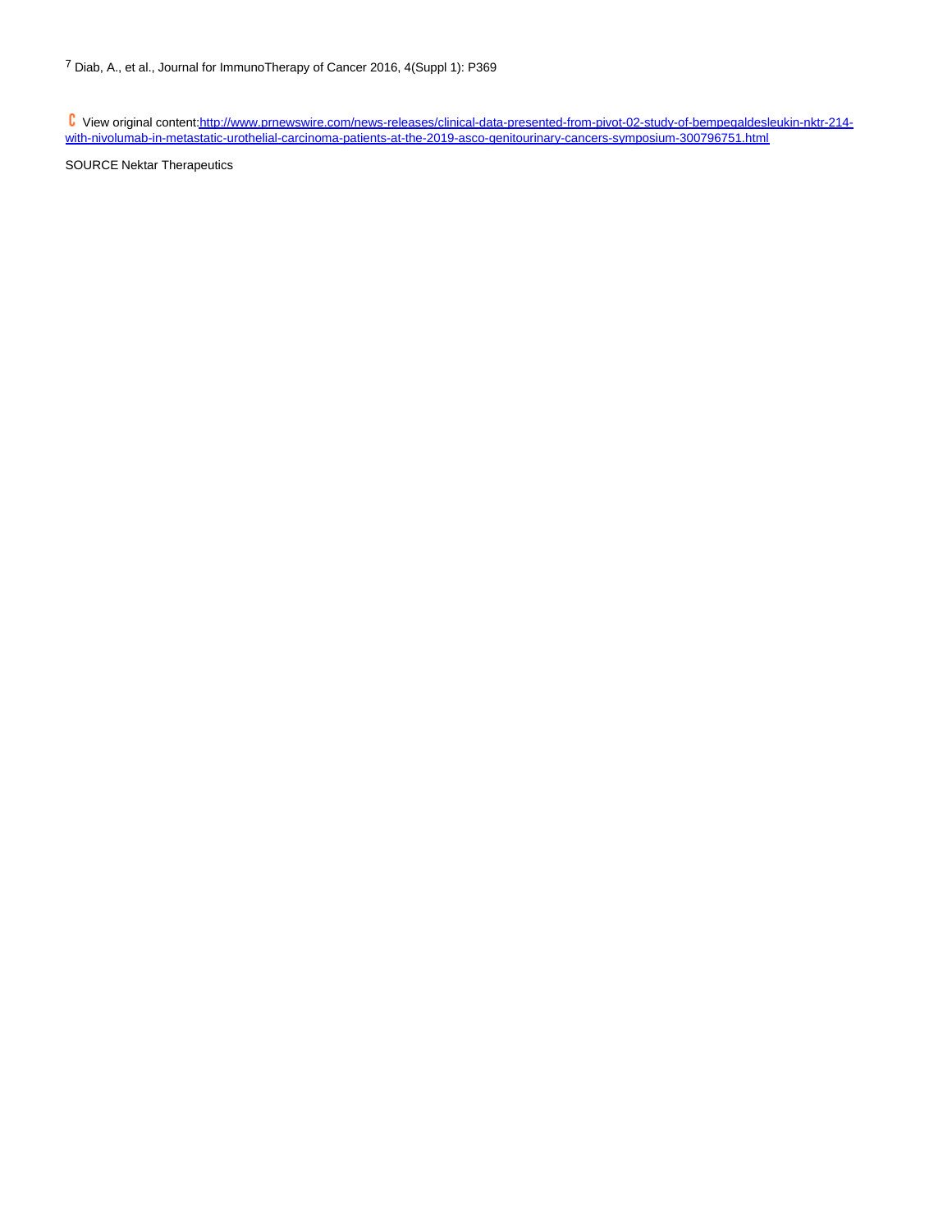[7] Diab, A., et al., Journal for ImmunoTherapy of Cancer 2016, 4(Suppl 1): P369

C View original content:[http://www.prnewswire.com/news-releases/clinical-data-presented-from-pivot-02-study-of-bempegaldesleukin-nktr-214-with-nivolumab-in-metastatic-urothelial-carcinoma-patients-at-the-2019-asco-genitourinary-cancers-symposium-300796751.html](http://www.prnewswire.com/news-releases/clinical-data-presented-from-pivot-02-study-of-bempegaldesleukin-nktr-214-with-nivolumab-in-metastatic-urothelial-carcinoma-patients-at-the-2019-asco-genitourinary-cancers-symposium-300796751.html)

SOURCE Nektar Therapeutics